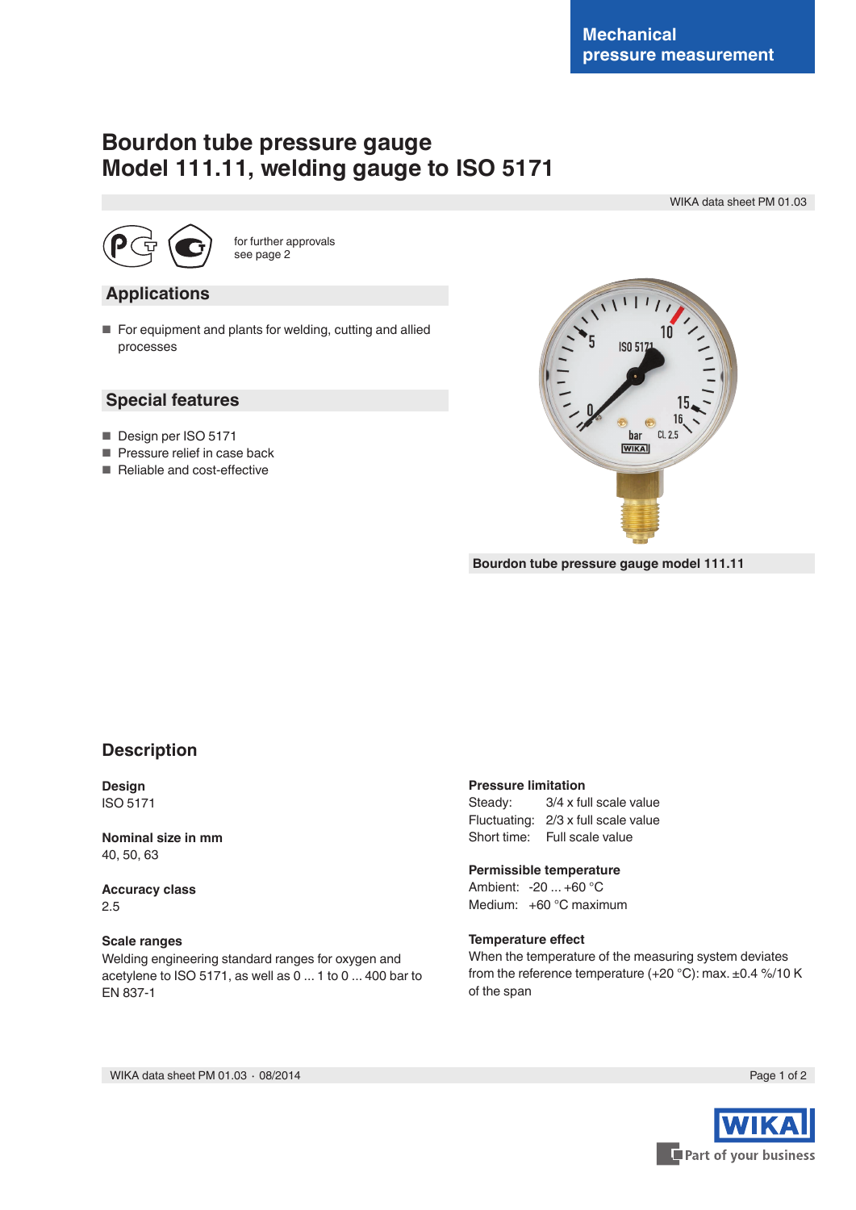Mechanical pressure measurement

# Bourdon tube pressure gauge
# Model 111.11, welding gauge to ISO 5171

WIKA data sheet PM 01.03

for further approvals see page 2

## Applications

- For equipment and plants for welding, cutting and allied processes

## Special features

- Design per ISO 5171
- Pressure relief in case back
- Reliable and cost-effective

Bourdon tube pressure gauge model 111.11

## Description

**Design**
ISO 5171

**Nominal size in mm**
40, 50, 63

**Accuracy class**
2.5

**Scale ranges**
Welding engineering standard ranges for oxygen and acetylene to ISO 5171, as well as 0 ... 1 to 0 ... 400 bar to EN 837-1

**Pressure limitation**
Steady: 3/4 x full scale value
Fluctuating: 2/3 x full scale value
Short time: Full scale value

**Permissible temperature**
Ambient: -20 ... +60 °C
Medium: +60 °C maximum

**Temperature effect**
When the temperature of the measuring system deviates from the reference temperature (+20 °C): max. ±0.4 %/10 K of the span

WIKA data sheet PM 01.03 · 08/2014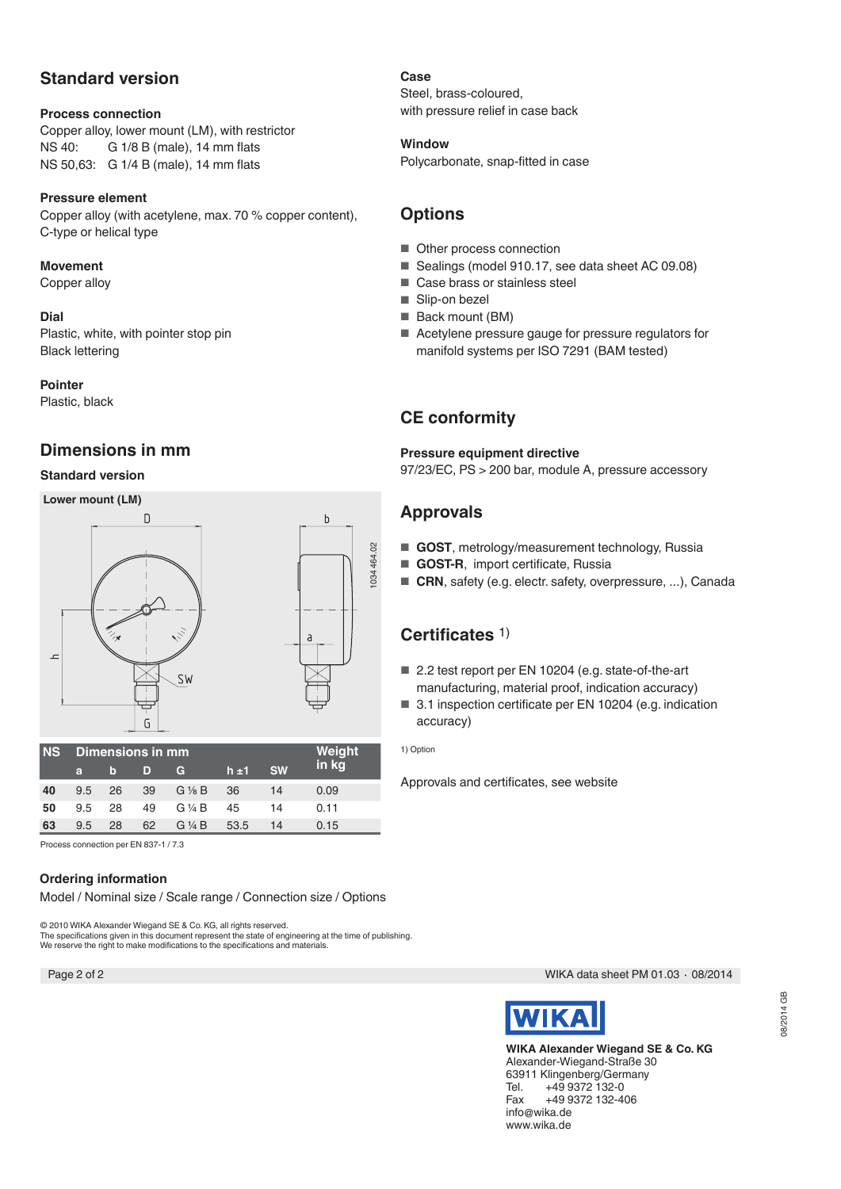## Standard version

### Process connection

Copper alloy, lower mount (LM), with restrictor
NS 40: G 1/8 B (male), 14 mm flats
NS 50,63: G 1/4 B (male), 14 mm flats

### Pressure element

Copper alloy (with acetylene, max. 70 % copper content), C-type or helical type

### Movement

Copper alloy

### Dial

Plastic, white, with pointer stop pin
Black lettering

### Pointer

Plastic, black

## Dimensions in mm

### Standard version

**Lower mount (LM)**

D
b
h
a
SW
G
1034 464.02

| NS | Dimensions in mm | | | | | | Weight in kg |
|---|---|---|---|---|---|---|---|
| | a | b | D | G | h ±1 | SW | |
| **40** | 9.5 | 26 | 39 | G ⅛ B | 36 | 14 | 0.09 |
| **50** | 9.5 | 28 | 49 | G ¼ B | 45 | 14 | 0.11 |
| **63** | 9.5 | 28 | 62 | G ¼ B | 53.5 | 14 | 0.15 |

Process connection per EN 837-1 / 7.3

### Ordering information

Model / Nominal size / Scale range / Connection size / Options

### Case

Steel, brass-coloured,
with pressure relief in case back

### Window

Polycarbonate, snap-fitted in case

## Options

- Other process connection
- Sealings (model 910.17, see data sheet AC 09.08)
- Case brass or stainless steel
- Slip-on bezel
- Back mount (BM)
- Acetylene pressure gauge for pressure regulators for manifold systems per ISO 7291 (BAM tested)

## CE conformity

### Pressure equipment directive

97/23/EC, PS > 200 bar, module A, pressure accessory

## Approvals

- **GOST**, metrology/measurement technology, Russia
- **GOST-R**, import certificate, Russia
- **CRN**, safety (e.g. electr. safety, overpressure, ...), Canada

## Certificates [1]

- 2.2 test report per EN 10204 (e.g. state-of-the-art manufacturing, material proof, indication accuracy)
- 3.1 inspection certificate per EN 10204 (e.g. indication accuracy)

1) Option

Approvals and certificates, see website

© 2010 WIKA Alexander Wiegand SE & Co. KG, all rights reserved.
The specifications given in this document represent the state of engineering at the time of publishing.
We reserve the right to make modifications to the specifications and materials.

WIKA data sheet PM 01.03 · 08/2014

WIKA

**WIKA Alexander Wiegand SE & Co. KG**
Alexander-Wiegand-Straße 30
63911 Klingenberg/Germany
Tel. +49 9372 132-0
Fax +49 9372 132-406
info@wika.de
www.wika.de

08/2014 GB